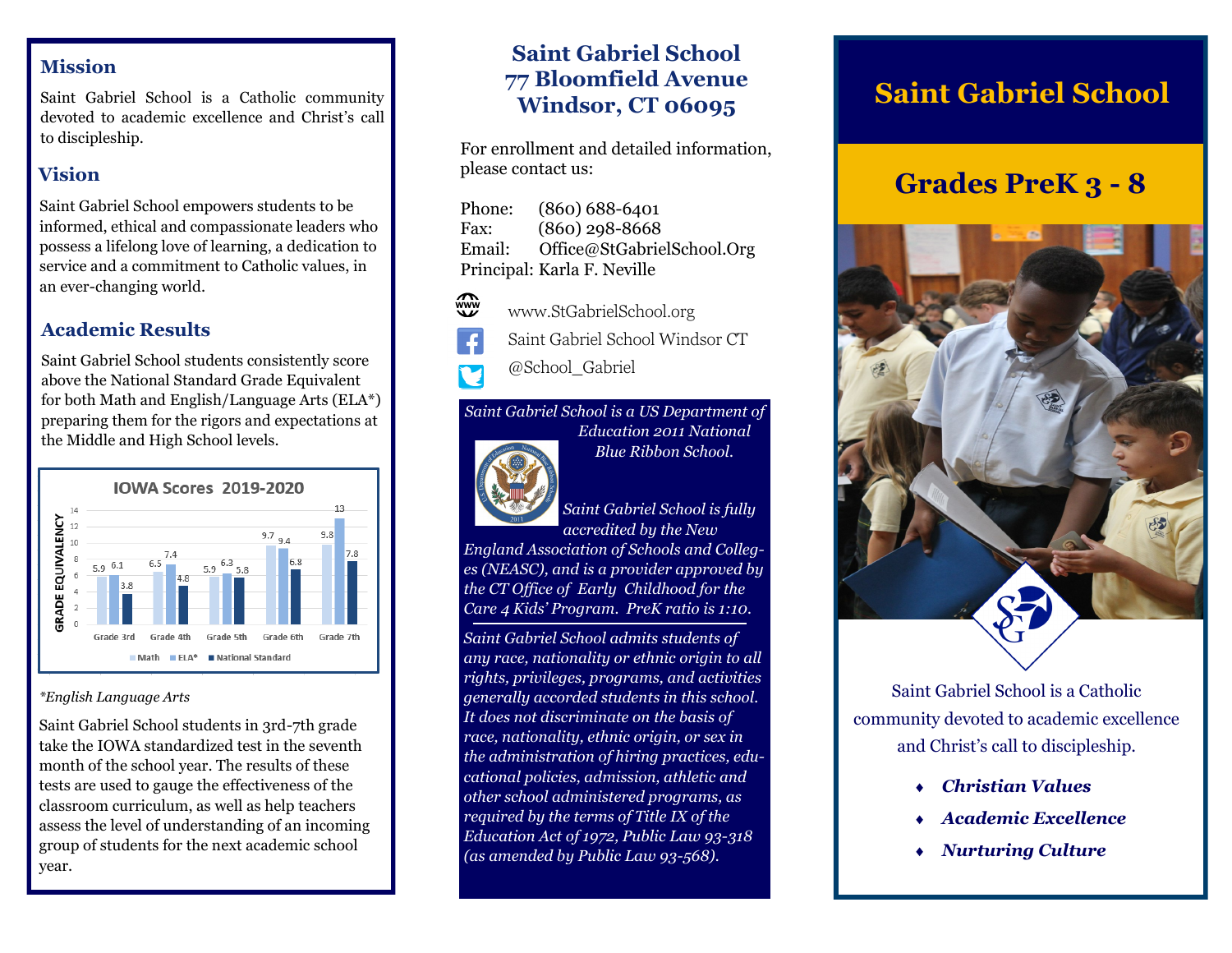## Mission

Saint Gabriel School is a Catholic community devoted to academic excellence and Christ's call to discipleship.

## Vision

Saint Gabriel School empowers students to be informed, ethical and compassionate leaders who possess a lifelong love of learning, a dedication to service and a commitment to Catholic values, in an ever-changing world.

## Academic Results

Saint Gabriel School students consistently score above the National Standard Grade Equivalent for both Math and English/Language Arts (ELA*) preparing them for the rigors and expectations at the Middle and High School levels.

**IOWA Scores 2019-2020**

| Grade (Grade Equivalency) | Math | ELA* | National Standard |
|---|---|---|---|
| Grade 3rd | 5.9 | 6.1 | 3.8 |
| Grade 4th | 6.5 | 7.4 | 4.8 |
| Grade 5th | 5.9 | 6.3 | 5.8 |
| Grade 6th | 9.7 | 9.4 | 6.8 |
| Grade 7th | 9.8 | 13 | 7.8 |

*\*English Language Arts*

Saint Gabriel School students in 3rd-7th grade take the IOWA standardized test in the seventh month of the school year. The results of these tests are used to gauge the effectiveness of the classroom curriculum, as well as help teachers assess the level of understanding of an incoming group of students for the next academic school year.

# Saint Gabriel School
# 77 Bloomfield Avenue
# Windsor, CT 06095

For enrollment and detailed information, please contact us:

Phone: (860) 688-6401
Fax: (860) 298-8668
Email: Office@StGabrielSchool.Org
Principal: Karla F. Neville

www.StGabrielSchool.org
Saint Gabriel School Windsor CT
@School_Gabriel

*Saint Gabriel School is a US Department of Education 2011 National Blue Ribbon School.*

*Saint Gabriel School is fully accredited by the New England Association of Schools and Colleges (NEASC), and is a provider approved by the CT Office of Early Childhood for the Care 4 Kids' Program. PreK ratio is 1:10.*

*Saint Gabriel School admits students of any race, nationality or ethnic origin to all rights, privileges, programs, and activities generally accorded students in this school. It does not discriminate on the basis of race, nationality, ethnic origin, or sex in the administration of hiring practices, educational policies, admission, athletic and other school administered programs, as required by the terms of Title IX of the Education Act of 1972, Public Law 93-318 (as amended by Public Law 93-568).*

# Saint Gabriel School

## Grades PreK 3 - 8

Saint Gabriel School is a Catholic community devoted to academic excellence and Christ's call to discipleship.

- ***Christian Values***
- ***Academic Excellence***
- ***Nurturing Culture***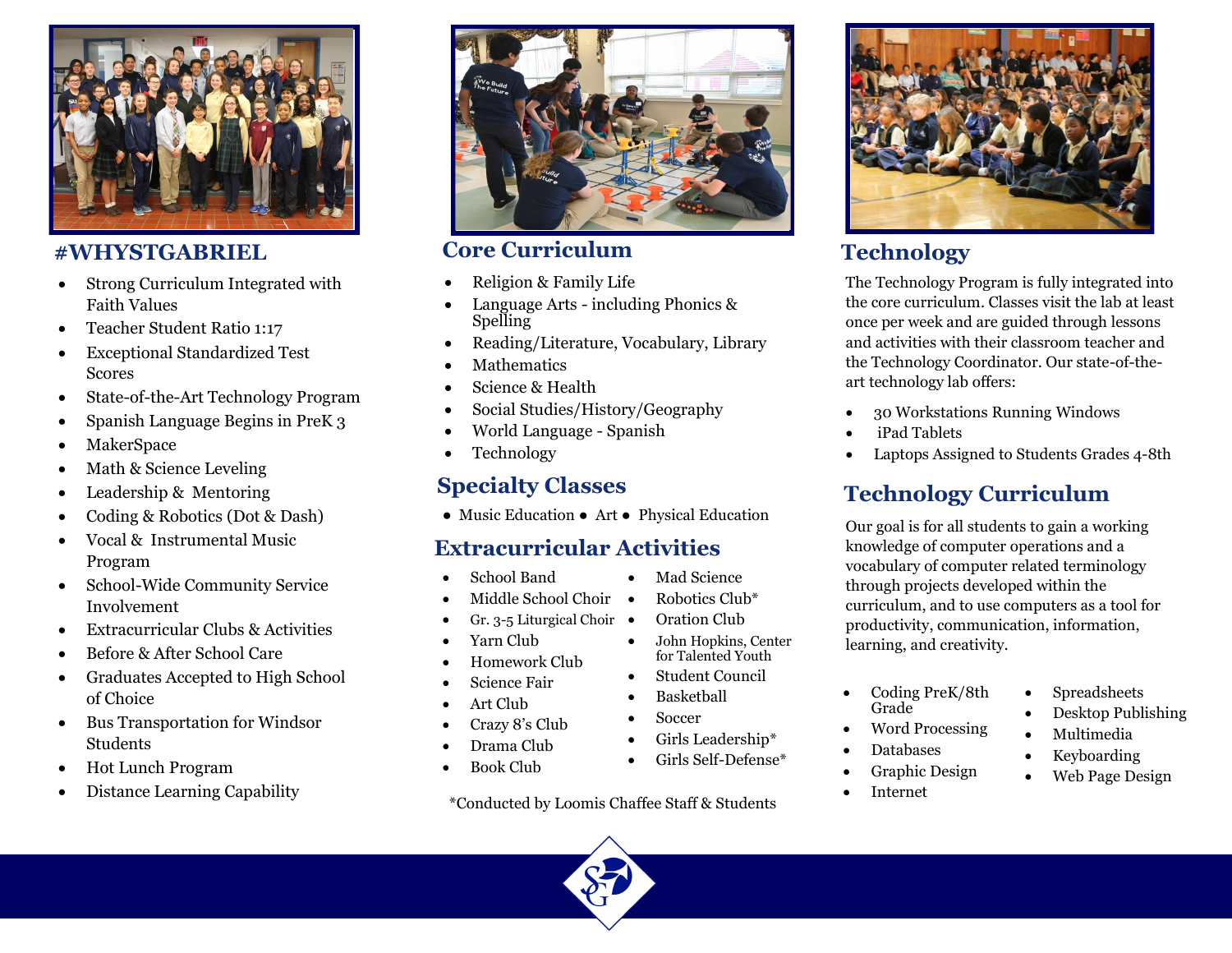## #WHYSTGABRIEL

- Strong Curriculum Integrated with Faith Values
- Teacher Student Ratio 1:17
- Exceptional Standardized Test Scores
- State-of-the-Art Technology Program
- Spanish Language Begins in PreK 3
- MakerSpace
- Math & Science Leveling
- Leadership & Mentoring
- Coding & Robotics (Dot & Dash)
- Vocal & Instrumental Music Program
- School-Wide Community Service Involvement
- Extracurricular Clubs & Activities
- Before & After School Care
- Graduates Accepted to High School of Choice
- Bus Transportation for Windsor Students
- Hot Lunch Program
- Distance Learning Capability

## Core Curriculum

- Religion & Family Life
- Language Arts - including Phonics & Spelling
- Reading/Literature, Vocabulary, Library
- Mathematics
- Science & Health
- Social Studies/History/Geography
- World Language - Spanish
- Technology

## Specialty Classes

- Music Education • Art • Physical Education

## Extracurricular Activities

- School Band
- Middle School Choir
- Gr. 3-5 Liturgical Choir
- Yarn Club
- Homework Club
- Science Fair
- Art Club
- Crazy 8's Club
- Drama Club
- Book Club
- Mad Science
- Robotics Club*
- Oration Club
- John Hopkins, Center for Talented Youth
- Student Council
- Basketball
- Soccer
- Girls Leadership*
- Girls Self-Defense*

*Conducted by Loomis Chaffee Staff & Students

## Technology

The Technology Program is fully integrated into the core curriculum. Classes visit the lab at least once per week and are guided through lessons and activities with their classroom teacher and the Technology Coordinator. Our state-of-the-art technology lab offers:

- 30 Workstations Running Windows
- iPad Tablets
- Laptops Assigned to Students Grades 4-8th

## Technology Curriculum

Our goal is for all students to gain a working knowledge of computer operations and a vocabulary of computer related terminology through projects developed within the curriculum, and to use computers as a tool for productivity, communication, information, learning, and creativity.

- Coding PreK/8th Grade
- Word Processing
- Databases
- Graphic Design
- Internet
- Spreadsheets
- Desktop Publishing
- Multimedia
- Keyboarding
- Web Page Design